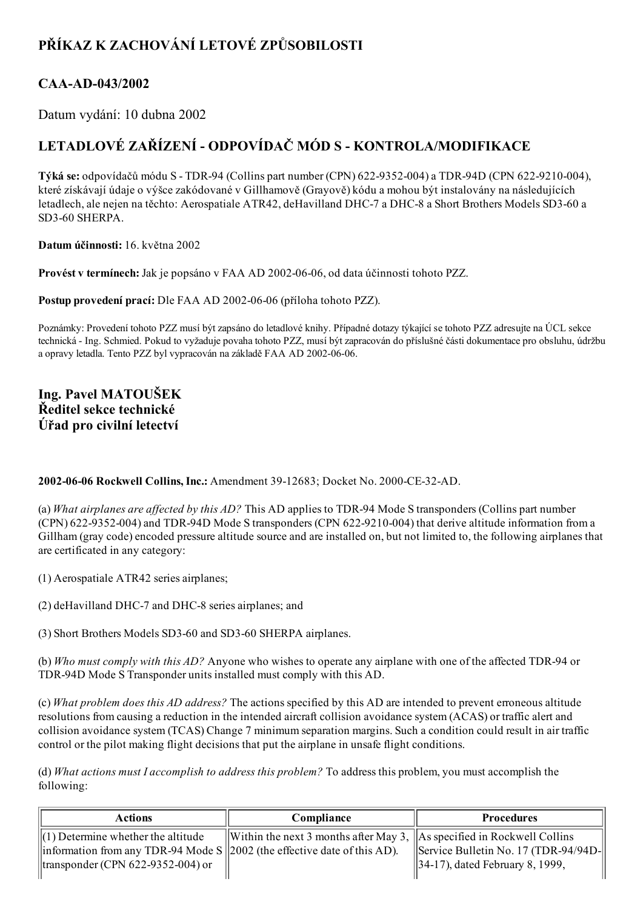## PŘÍKAZ K ZACHOVÁNÍ LETOVÉ ZPŮSOBILOSTI

## CAA-AD-043/2002

Datum vydání: 10 dubna 2002

## LETADLOVÉ ZAŘÍZENÍ - ODPOVÍDAČ MÓD S - KONTROLA/MODIFIKACE

**Týká se:** odpovídačů módu S - TDR-94 (Collins part number (CPN) 622-9352-004) a TDR-94D (CPN 622-9210-004), které získávají údaje o výšce zakódované v Gillhamově (Grayově) kódu a mohou být instalovány na následujících letadlech, ale nejen na těchto: Aerospatiale ATR42, deHavilland DHC-7 a DHC-8 a Short Brothers Models SD3-60 a SD3-60 SHERPA.

**Datum účinnosti:** 16. května 2002

**Provést v termínech:** Jak je popsáno v FAA AD 2002-06-06, od data účinnosti tohoto PZZ.

**Postup provedení prací:** Dle FAA AD 2002-06-06 (příloha tohoto PZZ).

Poznámky: Provedení tohoto PZZ musí být zapsáno do letadlové knihy. Případné dotazy týkající se tohoto PZZ adresujte na ÚCL sekce technická - Ing. Schmied. Pokud to vyžaduje povaha tohoto PZZ, musí být zapracován do příslušné části dokumentace pro obsluhu, údržbu a opravy letadla. Tento PZZ byl vypracován na základě FAA AD 2002-06-06.

**Ing. Pavel MATOUŠEK**
**Ředitel sekce technické**
**Úřad pro civilní letectví**

**2002-06-06 Rockwell Collins, Inc.:** Amendment 39-12683; Docket No. 2000-CE-32-AD.

(a) *What airplanes are affected by this AD?* This AD applies to TDR-94 Mode S transponders (Collins part number (CPN) 622-9352-004) and TDR-94D Mode S transponders (CPN 622-9210-004) that derive altitude information from a Gillham (gray code) encoded pressure altitude source and are installed on, but not limited to, the following airplanes that are certificated in any category:

(1) Aerospatiale ATR42 series airplanes;

(2) deHavilland DHC-7 and DHC-8 series airplanes; and

(3) Short Brothers Models SD3-60 and SD3-60 SHERPA airplanes.

(b) *Who must comply with this AD?* Anyone who wishes to operate any airplane with one of the affected TDR-94 or TDR-94D Mode S Transponder units installed must comply with this AD.

(c) *What problem does this AD address?* The actions specified by this AD are intended to prevent erroneous altitude resolutions from causing a reduction in the intended aircraft collision avoidance system (ACAS) or traffic alert and collision avoidance system (TCAS) Change 7 minimum separation margins. Such a condition could result in air traffic control or the pilot making flight decisions that put the airplane in unsafe flight conditions.

(d) *What actions must I accomplish to address this problem?* To address this problem, you must accomplish the following:

| Actions | Compliance | Procedures |
|---|---|---|
| (1) Determine whether the altitude information from any TDR-94 Mode S transponder (CPN 622-9352-004) or | Within the next 3 months after May 3, 2002 (the effective date of this AD). | As specified in Rockwell Collins Service Bulletin No. 17 (TDR-94/94D-34-17), dated February 8, 1999, |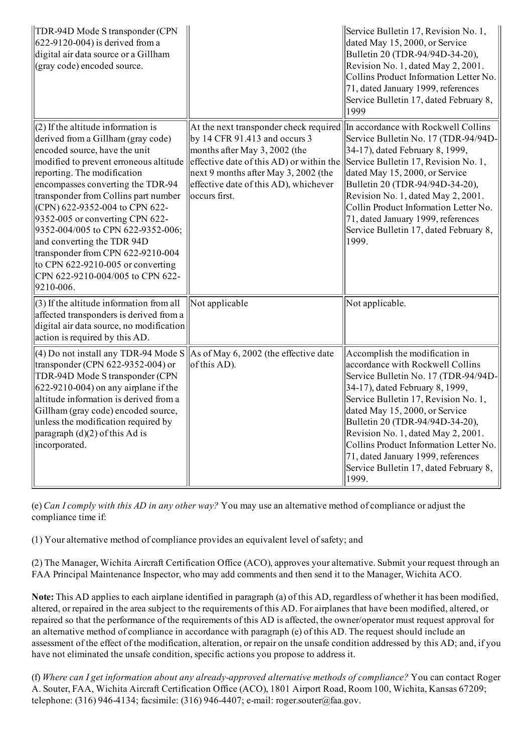| | | |
|---|---|---|
| TDR-94D Mode S transponder (CPN 622-9120-004) is derived from a digital air data source or a Gillham (gray code) encoded source. | | Service Bulletin 17, Revision No. 1, dated May 15, 2000, or Service Bulletin 20 (TDR-94/94D-34-20), Revision No. 1, dated May 2, 2001. Collins Product Information Letter No. 71, dated January 1999, references Service Bulletin 17, dated February 8, 1999 |
| (2) If the altitude information is derived from a Gillham (gray code) encoded source, have the unit modified to prevent erroneous altitude reporting. The modification encompasses converting the TDR-94 transponder from Collins part number (CPN) 622-9352-004 to CPN 622-9352-005 or converting CPN 622-9352-004/005 to CPN 622-9352-006; and converting the TDR 94D transponder from CPN 622-9210-004 to CPN 622-9210-005 or converting CPN 622-9210-004/005 to CPN 622-9210-006. | At the next transponder check required by 14 CFR 91.413 and occurs 3 months after May 3, 2002 (the effective date of this AD) or within the next 9 months after May 3, 2002 (the effective date of this AD), whichever occurs first. | In accordance with Rockwell Collins Service Bulletin No. 17 (TDR-94/94D-34-17), dated February 8, 1999, Service Bulletin 17, Revision No. 1, dated May 15, 2000, or Service Bulletin 20 (TDR-94/94D-34-20), Revision No. 1, dated May 2, 2001. Collin Product Information Letter No. 71, dated January 1999, references Service Bulletin 17, dated February 8, 1999. |
| (3) If the altitude information from all affected transponders is derived from a digital air data source, no modification action is required by this AD. | Not applicable | Not applicable. |
| (4) Do not install any TDR-94 Mode S transponder (CPN 622-9352-004) or TDR-94D Mode S transponder (CPN 622-9210-004) on any airplane if the altitude information is derived from a Gillham (gray code) encoded source, unless the modification required by paragraph (d)(2) of this Ad is incorporated. | As of May 6, 2002 (the effective date of this AD). | Accomplish the modification in accordance with Rockwell Collins Service Bulletin No. 17 (TDR-94/94D-34-17), dated February 8, 1999, Service Bulletin 17, Revision No. 1, dated May 15, 2000, or Service Bulletin 20 (TDR-94/94D-34-20), Revision No. 1, dated May 2, 2001. Collins Product Information Letter No. 71, dated January 1999, references Service Bulletin 17, dated February 8, 1999. |

(e) *Can I comply with this AD in any other way?* You may use an alternative method of compliance or adjust the compliance time if:

(1) Your alternative method of compliance provides an equivalent level of safety; and

(2) The Manager, Wichita Aircraft Certification Office (ACO), approves your alternative. Submit your request through an FAA Principal Maintenance Inspector, who may add comments and then send it to the Manager, Wichita ACO.

**Note:** This AD applies to each airplane identified in paragraph (a) of this AD, regardless of whether it has been modified, altered, or repaired in the area subject to the requirements of this AD. For airplanes that have been modified, altered, or repaired so that the performance of the requirements of this AD is affected, the owner/operator must request approval for an alternative method of compliance in accordance with paragraph (e) of this AD. The request should include an assessment of the effect of the modification, alteration, or repair on the unsafe condition addressed by this AD; and, if you have not eliminated the unsafe condition, specific actions you propose to address it.

(f) *Where can I get information about any already-approved alternative methods of compliance?* You can contact Roger A. Souter, FAA, Wichita Aircraft Certification Office (ACO), 1801 Airport Road, Room 100, Wichita, Kansas 67209; telephone: (316) 946-4134; facsimile: (316) 946-4407; e-mail: roger.souter@faa.gov.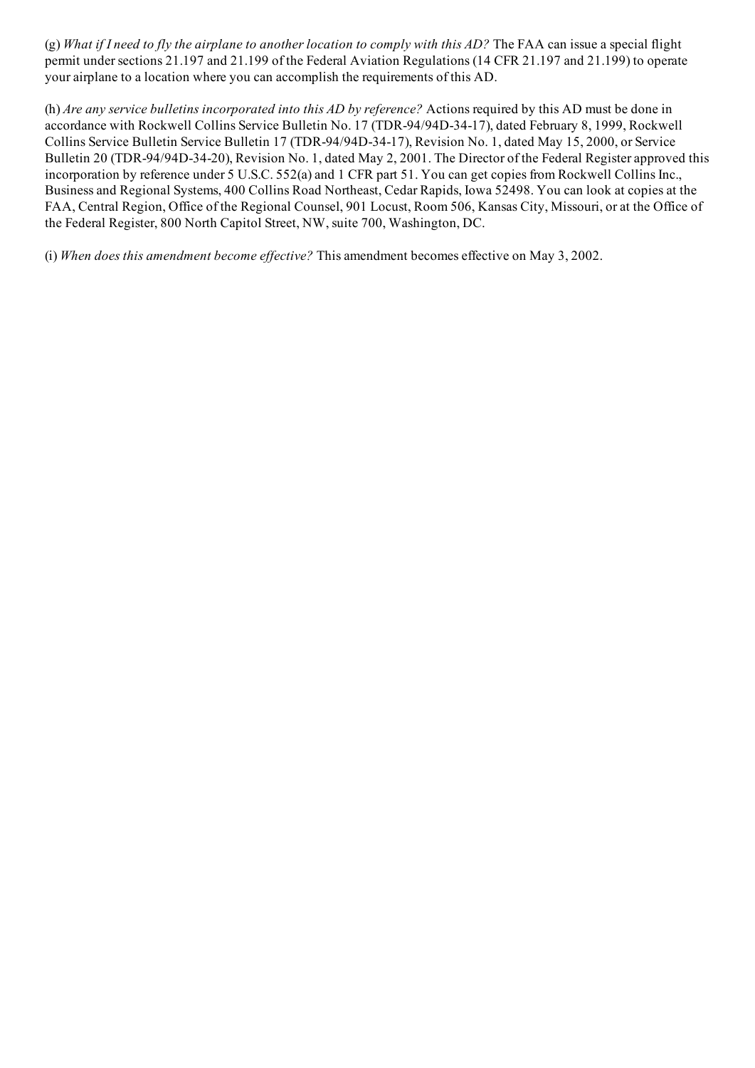(g) *What if I need to fly the airplane to another location to comply with this AD?* The FAA can issue a special flight permit under sections 21.197 and 21.199 of the Federal Aviation Regulations (14 CFR 21.197 and 21.199) to operate your airplane to a location where you can accomplish the requirements of this AD.

(h) *Are any service bulletins incorporated into this AD by reference?* Actions required by this AD must be done in accordance with Rockwell Collins Service Bulletin No. 17 (TDR-94/94D-34-17), dated February 8, 1999, Rockwell Collins Service Bulletin Service Bulletin 17 (TDR-94/94D-34-17), Revision No. 1, dated May 15, 2000, or Service Bulletin 20 (TDR-94/94D-34-20), Revision No. 1, dated May 2, 2001. The Director of the Federal Register approved this incorporation by reference under 5 U.S.C. 552(a) and 1 CFR part 51. You can get copies from Rockwell Collins Inc., Business and Regional Systems, 400 Collins Road Northeast, Cedar Rapids, Iowa 52498. You can look at copies at the FAA, Central Region, Office of the Regional Counsel, 901 Locust, Room 506, Kansas City, Missouri, or at the Office of the Federal Register, 800 North Capitol Street, NW, suite 700, Washington, DC.

(i) *When does this amendment become effective?* This amendment becomes effective on May 3, 2002.